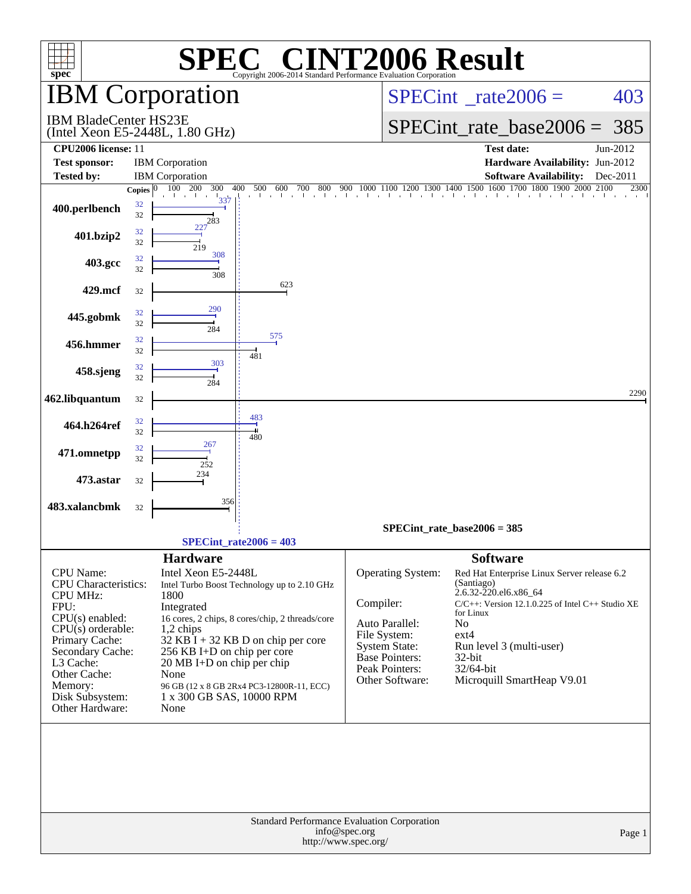# SPEC® CINT2006 Result

Copyright 2006-2014 Standard Performance Evaluation Corporation

## IBM Corporation

IBM BladeCenter HS23E
(Intel Xeon E5-2448L, 1.80 GHz)

SPECint_rate2006 = 403

SPECint_rate_base2006 = 385

| | | | |
|---|---|---|---|
| **CPU2006 license:** | 11 | **Test date:** | Jun-2012 |
| **Test sponsor:** | IBM Corporation | **Hardware Availability:** | Jun-2012 |
| **Tested by:** | IBM Corporation | **Software Availability:** | Dec-2011 |

| Benchmark | Copies (peak) | Peak | Copies (base) | Base |
|---|---|---|---|---|
| 400.perlbench | 32 | 337 | 32 | 283 |
| 401.bzip2 | 32 | 227 | 32 | 219 |
| 403.gcc | 32 | 308 | 32 | 308 |
| 429.mcf | | | 32 | 623 |
| 445.gobmk | 32 | 290 | 32 | 284 |
| 456.hmmer | 32 | 575 | 32 | 481 |
| 458.sjeng | 32 | 303 | 32 | 284 |
| 462.libquantum | | | 32 | 2290 |
| 464.h264ref | 32 | 483 | 32 | 480 |
| 471.omnetpp | 32 | 267 | 32 | 252 |
| 473.astar | | | 32 | 234 |
| 483.xalancbmk | | | 32 | 356 |

SPECint_rate_base2006 = 385

SPECint_rate2006 = 403

### Hardware

| | |
|---|---|
| CPU Name: | Intel Xeon E5-2448L |
| CPU Characteristics: | Intel Turbo Boost Technology up to 2.10 GHz |
| CPU MHz: | 1800 |
| FPU: | Integrated |
| CPU(s) enabled: | 16 cores, 2 chips, 8 cores/chip, 2 threads/core |
| CPU(s) orderable: | 1,2 chips |
| Primary Cache: | 32 KB I + 32 KB D on chip per core |
| Secondary Cache: | 256 KB I+D on chip per core |
| L3 Cache: | 20 MB I+D on chip per chip |
| Other Cache: | None |
| Memory: | 96 GB (12 x 8 GB 2Rx4 PC3-12800R-11, ECC) |
| Disk Subsystem: | 1 x 300 GB SAS, 10000 RPM |
| Other Hardware: | None |

### Software

| | |
|---|---|
| Operating System: | Red Hat Enterprise Linux Server release 6.2 (Santiago) 2.6.32-220.el6.x86_64 |
| Compiler: | C/C++: Version 12.1.0.225 of Intel C++ Studio XE for Linux |
| Auto Parallel: | No |
| File System: | ext4 |
| System State: | Run level 3 (multi-user) |
| Base Pointers: | 32-bit |
| Peak Pointers: | 32/64-bit |
| Other Software: | Microquill SmartHeap V9.01 |

Standard Performance Evaluation Corporation
info@spec.org
http://www.spec.org/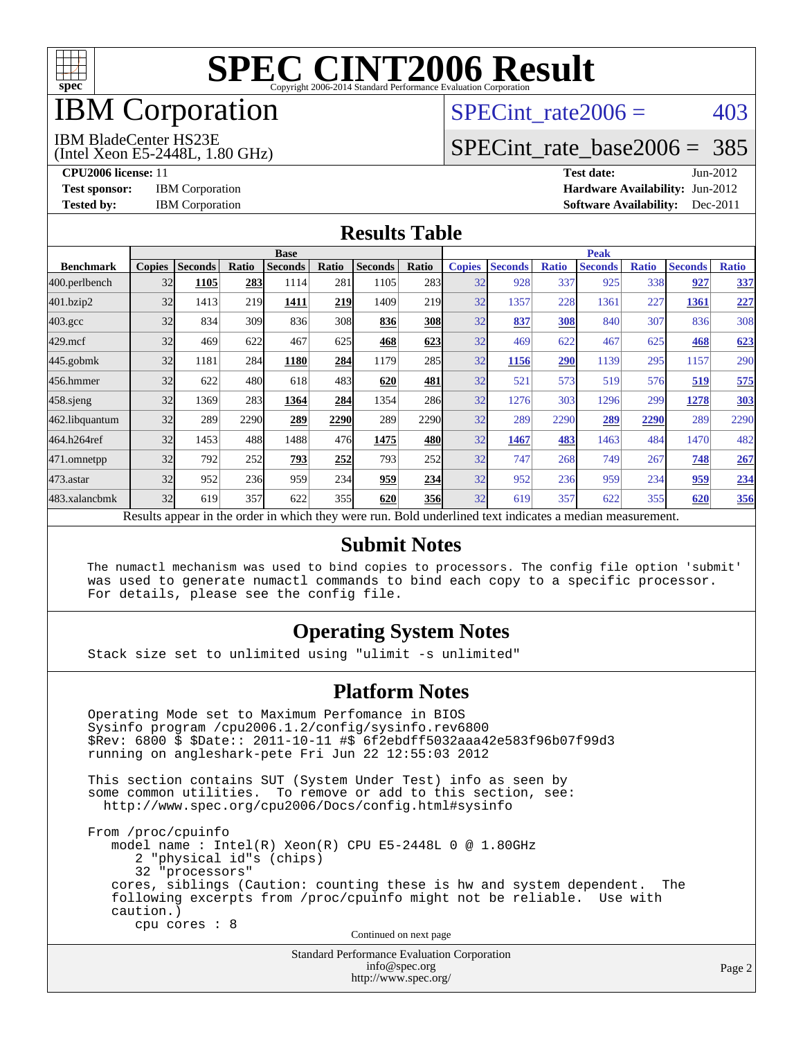# SPEC CINT2006 Result

Copyright 2006-2014 Standard Performance Evaluation Corporation

## IBM Corporation

IBM BladeCenter HS23E
(Intel Xeon E5-2448L, 1.80 GHz)

SPECint_rate2006 = 403

SPECint_rate_base2006 = 385

**CPU2006 license:** 11
**Test sponsor:** IBM Corporation
**Tested by:** IBM Corporation

**Test date:** Jun-2012
**Hardware Availability:** Jun-2012
**Software Availability:** Dec-2011

## Results Table

| Benchmark | Base | | | | | | | Peak | | | | | | |
|---|---|---|---|---|---|---|---|---|---|---|---|---|---|---|
| | Copies | Seconds | Ratio | Seconds | Ratio | Seconds | Ratio | Copies | Seconds | Ratio | Seconds | Ratio | Seconds | Ratio |
| 400.perlbench | 32 | **1105** | **283** | 1114 | 281 | 1105 | 283 | 32 | 928 | 337 | 925 | 338 | **927** | **337** |
| 401.bzip2 | 32 | 1413 | 219 | **1411** | **219** | 1409 | 219 | 32 | 1357 | 228 | 1361 | 227 | **1361** | **227** |
| 403.gcc | 32 | 834 | 309 | 836 | 308 | **836** | **308** | 32 | **837** | **308** | 840 | 307 | 836 | 308 |
| 429.mcf | 32 | 469 | 622 | 467 | 625 | **468** | **623** | 32 | 469 | 622 | 467 | 625 | **468** | **623** |
| 445.gobmk | 32 | 1181 | 284 | **1180** | **284** | 1179 | 285 | 32 | **1156** | **290** | 1139 | 295 | 1157 | 290 |
| 456.hmmer | 32 | 622 | 480 | 618 | 483 | **620** | **481** | 32 | 521 | 573 | 519 | 576 | **519** | **575** |
| 458.sjeng | 32 | 1369 | 283 | **1364** | **284** | 1354 | 286 | 32 | 1276 | 303 | 1296 | 299 | **1278** | **303** |
| 462.libquantum | 32 | 289 | 2290 | **289** | **2290** | 289 | 2290 | 32 | 289 | 2290 | **289** | **2290** | 289 | 2290 |
| 464.h264ref | 32 | 1453 | 488 | 1488 | 476 | **1475** | **480** | 32 | **1467** | **483** | 1463 | 484 | 1470 | 482 |
| 471.omnetpp | 32 | 792 | 252 | **793** | **252** | 793 | 252 | 32 | 747 | 268 | 749 | 267 | **748** | **267** |
| 473.astar | 32 | 952 | 236 | 959 | 234 | **959** | **234** | 32 | 952 | 236 | 959 | 234 | **959** | **234** |
| 483.xalancbmk | 32 | 619 | 357 | 622 | 355 | **620** | **356** | 32 | 619 | 357 | 622 | 355 | **620** | **356** |

Results appear in the order in which they were run. Bold underlined text indicates a median measurement.

## Submit Notes

```
The numactl mechanism was used to bind copies to processors. The config file option 'submit'
was used to generate numactl commands to bind each copy to a specific processor.
For details, please see the config file.
```

## Operating System Notes

```
Stack size set to unlimited using "ulimit -s unlimited"
```

## Platform Notes

```
Operating Mode set to Maximum Perfomance in BIOS
Sysinfo program /cpu2006.1.2/config/sysinfo.rev6800
$Rev: 6800 $ $Date:: 2011-10-11 #$ 6f2ebdff5032aaa42e583f96b07f99d3
running on angleshark-pete Fri Jun 22 12:55:03 2012

This section contains SUT (System Under Test) info as seen by
some common utilities.  To remove or add to this section, see:
  http://www.spec.org/cpu2006/Docs/config.html#sysinfo

From /proc/cpuinfo
   model name : Intel(R) Xeon(R) CPU E5-2448L 0 @ 1.80GHz
      2 "physical id"s (chips)
      32 "processors"
   cores, siblings (Caution: counting these is hw and system dependent.  The
   following excerpts from /proc/cpuinfo might not be reliable.  Use with
   caution.)
      cpu cores : 8
```

Continued on next page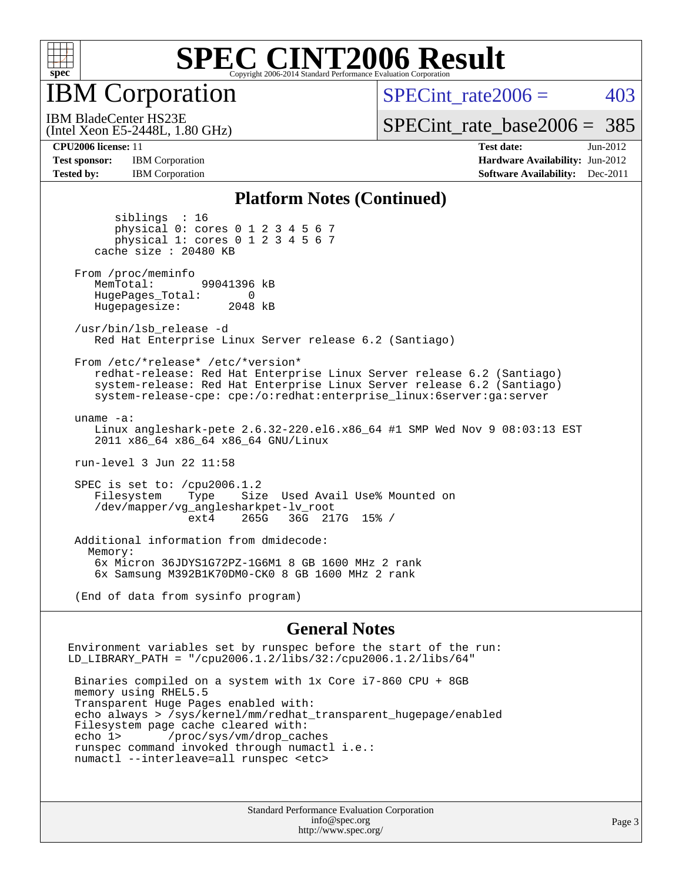# SPEC CINT2006 Result

Copyright 2006-2014 Standard Performance Evaluation Corporation

## IBM Corporation

IBM BladeCenter HS23E
(Intel Xeon E5-2448L, 1.80 GHz)

SPECint_rate2006 = 403

SPECint_rate_base2006 = 385

| | | | |
|---|---|---|---|
| **CPU2006 license:** 11 | | **Test date:** | Jun-2012 |
| **Test sponsor:** | IBM Corporation | **Hardware Availability:** | Jun-2012 |
| **Tested by:** | IBM Corporation | **Software Availability:** | Dec-2011 |

### Platform Notes (Continued)

```
        siblings  : 16
        physical 0: cores 0 1 2 3 4 5 6 7
        physical 1: cores 0 1 2 3 4 5 6 7
     cache size : 20480 KB

  From /proc/meminfo
     MemTotal:       99041396 kB
     HugePages_Total:       0
     Hugepagesize:       2048 kB

  /usr/bin/lsb_release -d
     Red Hat Enterprise Linux Server release 6.2 (Santiago)

  From /etc/*release* /etc/*version*
     redhat-release: Red Hat Enterprise Linux Server release 6.2 (Santiago)
     system-release: Red Hat Enterprise Linux Server release 6.2 (Santiago)
     system-release-cpe: cpe:/o:redhat:enterprise_linux:6server:ga:server

  uname -a:
     Linux angleshark-pete 2.6.32-220.el6.x86_64 #1 SMP Wed Nov 9 08:03:13 EST
     2011 x86_64 x86_64 x86_64 GNU/Linux

  run-level 3 Jun 22 11:58

  SPEC is set to: /cpu2006.1.2
     Filesystem    Type    Size  Used Avail Use% Mounted on
     /dev/mapper/vg_anglesharkpet-lv_root
                   ext4    265G   36G  217G  15% /

  Additional information from dmidecode:
    Memory:
     6x Micron 36JDYS1G72PZ-1G6M1 8 GB 1600 MHz 2 rank
     6x Samsung M392B1K70DM0-CK0 8 GB 1600 MHz 2 rank

  (End of data from sysinfo program)
```

### General Notes

```
Environment variables set by runspec before the start of the run:
LD_LIBRARY_PATH = "/cpu2006.1.2/libs/32:/cpu2006.1.2/libs/64"

 Binaries compiled on a system with 1x Core i7-860 CPU + 8GB
 memory using RHEL5.5
 Transparent Huge Pages enabled with:
 echo always > /sys/kernel/mm/redhat_transparent_hugepage/enabled
 Filesystem page cache cleared with:
 echo 1>       /proc/sys/vm/drop_caches
 runspec command invoked through numactl i.e.:
 numactl --interleave=all runspec <etc>
```

Standard Performance Evaluation Corporation
info@spec.org
http://www.spec.org/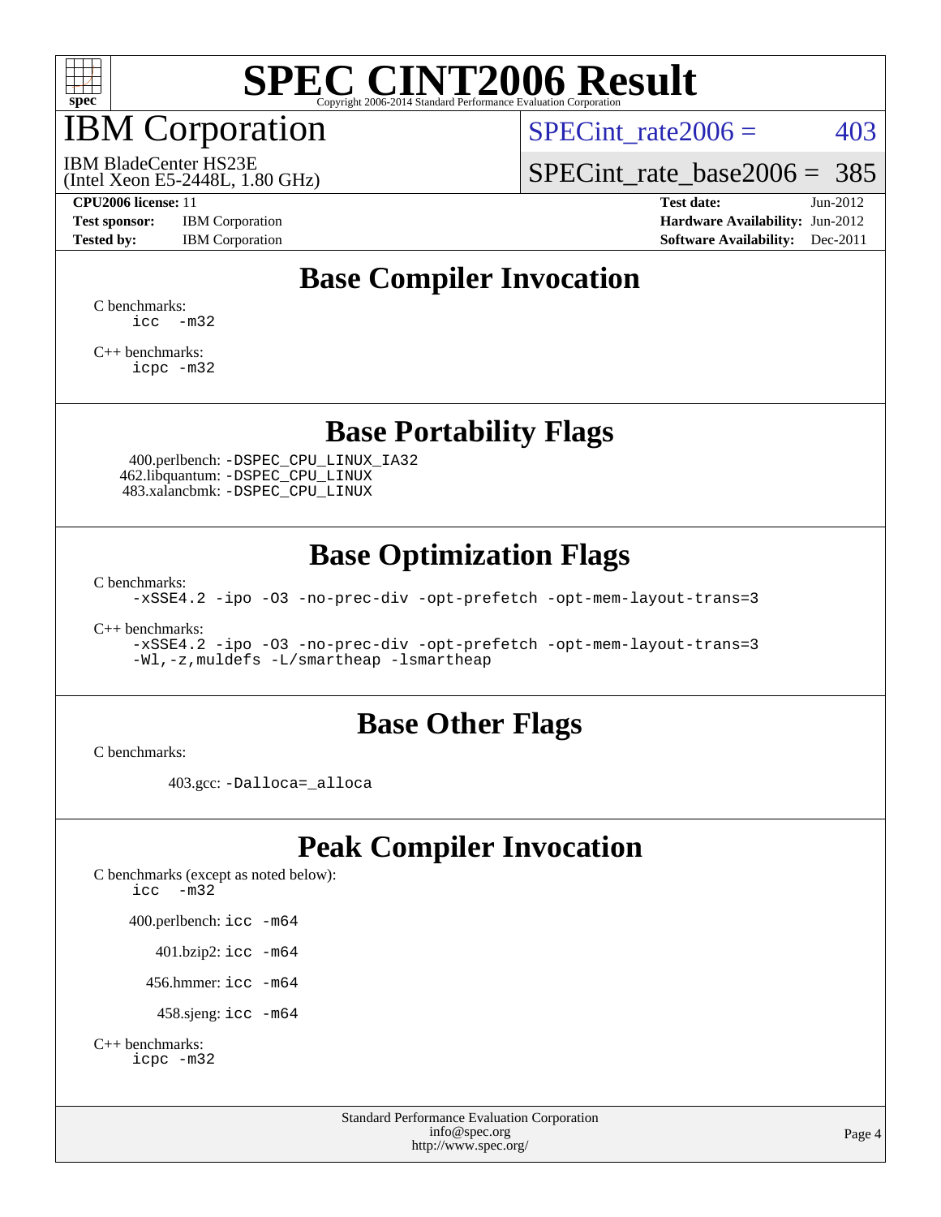# SPEC CINT2006 Result

Copyright 2006-2014 Standard Performance Evaluation Corporation

## IBM Corporation

IBM BladeCenter HS23E
(Intel Xeon E5-2448L, 1.80 GHz)

SPECint_rate2006 = 403

SPECint_rate_base2006 = 385

**CPU2006 license:** 11
**Test sponsor:** IBM Corporation
**Tested by:** IBM Corporation

**Test date:** Jun-2012
**Hardware Availability:** Jun-2012
**Software Availability:** Dec-2011

## Base Compiler Invocation

C benchmarks:
```
icc  -m32
```

C++ benchmarks:
```
icpc -m32
```

## Base Portability Flags

400.perlbench: `-DSPEC_CPU_LINUX_IA32`
462.libquantum: `-DSPEC_CPU_LINUX`
483.xalancbmk: `-DSPEC_CPU_LINUX`

## Base Optimization Flags

C benchmarks:
```
-xSSE4.2 -ipo -O3 -no-prec-div -opt-prefetch -opt-mem-layout-trans=3
```

C++ benchmarks:
```
-xSSE4.2 -ipo -O3 -no-prec-div -opt-prefetch -opt-mem-layout-trans=3
-Wl,-z,muldefs -L/smartheap -lsmartheap
```

## Base Other Flags

C benchmarks:

403.gcc: `-Dalloca=_alloca`

## Peak Compiler Invocation

C benchmarks (except as noted below):
```
icc  -m32
```

400.perlbench: `icc -m64`

401.bzip2: `icc -m64`

456.hmmer: `icc -m64`

458.sjeng: `icc -m64`

C++ benchmarks:
```
icpc -m32
```

Standard Performance Evaluation Corporation
info@spec.org
http://www.spec.org/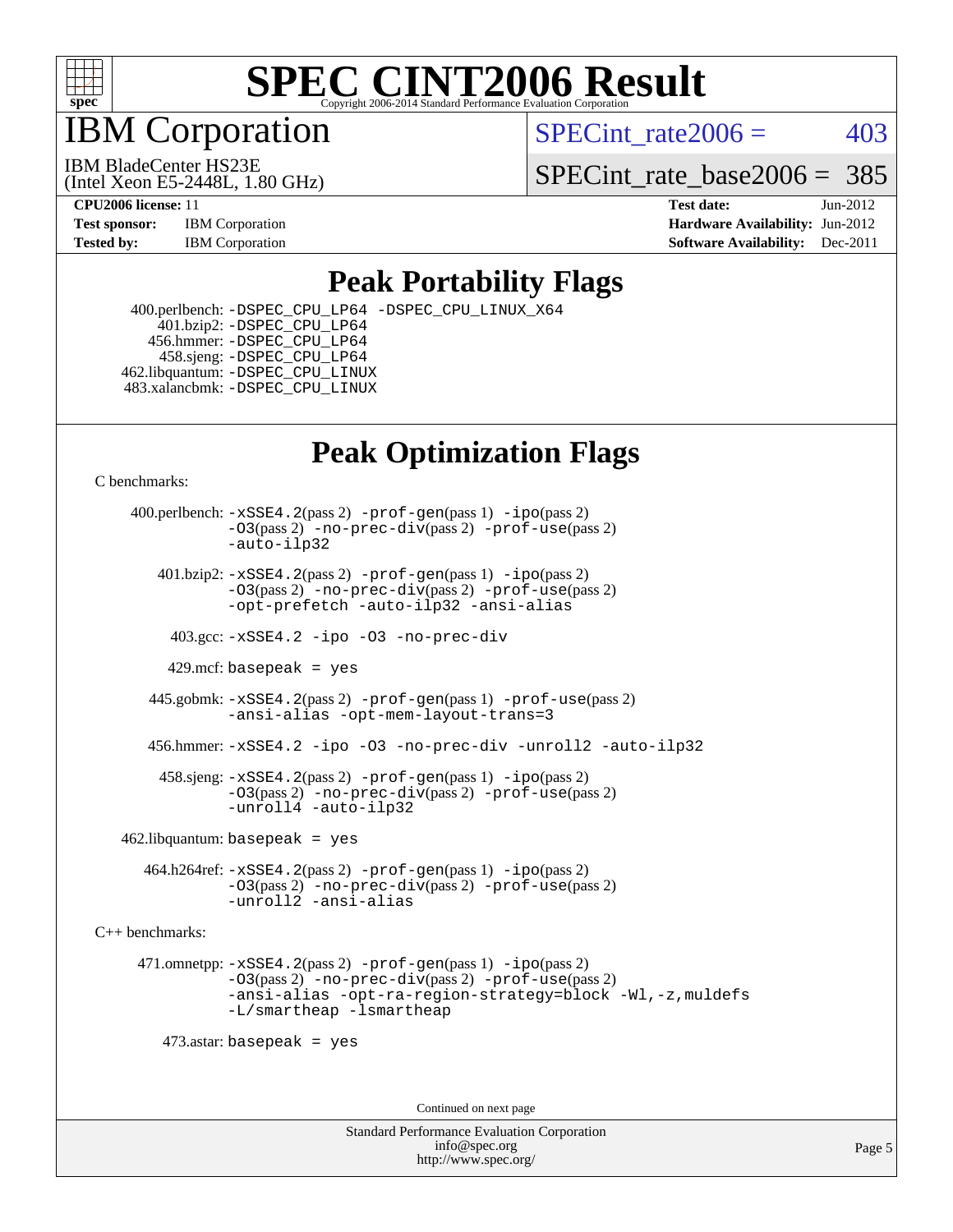# SPEC CINT2006 Result

## IBM Corporation

IBM BladeCenter HS23E
(Intel Xeon E5-2448L, 1.80 GHz)

SPECint_rate2006 = 403

SPECint_rate_base2006 = 385

| | | | |
|---|---|---|---|
| **CPU2006 license:** 11 | | **Test date:** | Jun-2012 |
| **Test sponsor:** | IBM Corporation | **Hardware Availability:** | Jun-2012 |
| **Tested by:** | IBM Corporation | **Software Availability:** | Dec-2011 |

## Peak Portability Flags

400.perlbench: -DSPEC_CPU_LP64 -DSPEC_CPU_LINUX_X64
401.bzip2: -DSPEC_CPU_LP64
456.hmmer: -DSPEC_CPU_LP64
458.sjeng: -DSPEC_CPU_LP64
462.libquantum: -DSPEC_CPU_LINUX
483.xalancbmk: -DSPEC_CPU_LINUX

## Peak Optimization Flags

C benchmarks:

400.perlbench: -xSSE4.2(pass 2) -prof-gen(pass 1) -ipo(pass 2) -O3(pass 2) -no-prec-div(pass 2) -prof-use(pass 2) -auto-ilp32

401.bzip2: -xSSE4.2(pass 2) -prof-gen(pass 1) -ipo(pass 2) -O3(pass 2) -no-prec-div(pass 2) -prof-use(pass 2) -opt-prefetch -auto-ilp32 -ansi-alias

403.gcc: -xSSE4.2 -ipo -O3 -no-prec-div

429.mcf: basepeak = yes

445.gobmk: -xSSE4.2(pass 2) -prof-gen(pass 1) -prof-use(pass 2) -ansi-alias -opt-mem-layout-trans=3

456.hmmer: -xSSE4.2 -ipo -O3 -no-prec-div -unroll2 -auto-ilp32

458.sjeng: -xSSE4.2(pass 2) -prof-gen(pass 1) -ipo(pass 2) -O3(pass 2) -no-prec-div(pass 2) -prof-use(pass 2) -unroll4 -auto-ilp32

462.libquantum: basepeak = yes

464.h264ref: -xSSE4.2(pass 2) -prof-gen(pass 1) -ipo(pass 2) -O3(pass 2) -no-prec-div(pass 2) -prof-use(pass 2) -unroll2 -ansi-alias

C++ benchmarks:

471.omnetpp: -xSSE4.2(pass 2) -prof-gen(pass 1) -ipo(pass 2) -O3(pass 2) -no-prec-div(pass 2) -prof-use(pass 2) -ansi-alias -opt-ra-region-strategy=block -Wl,-z,muldefs -L/smartheap -lsmartheap

473.astar: basepeak = yes

Continued on next page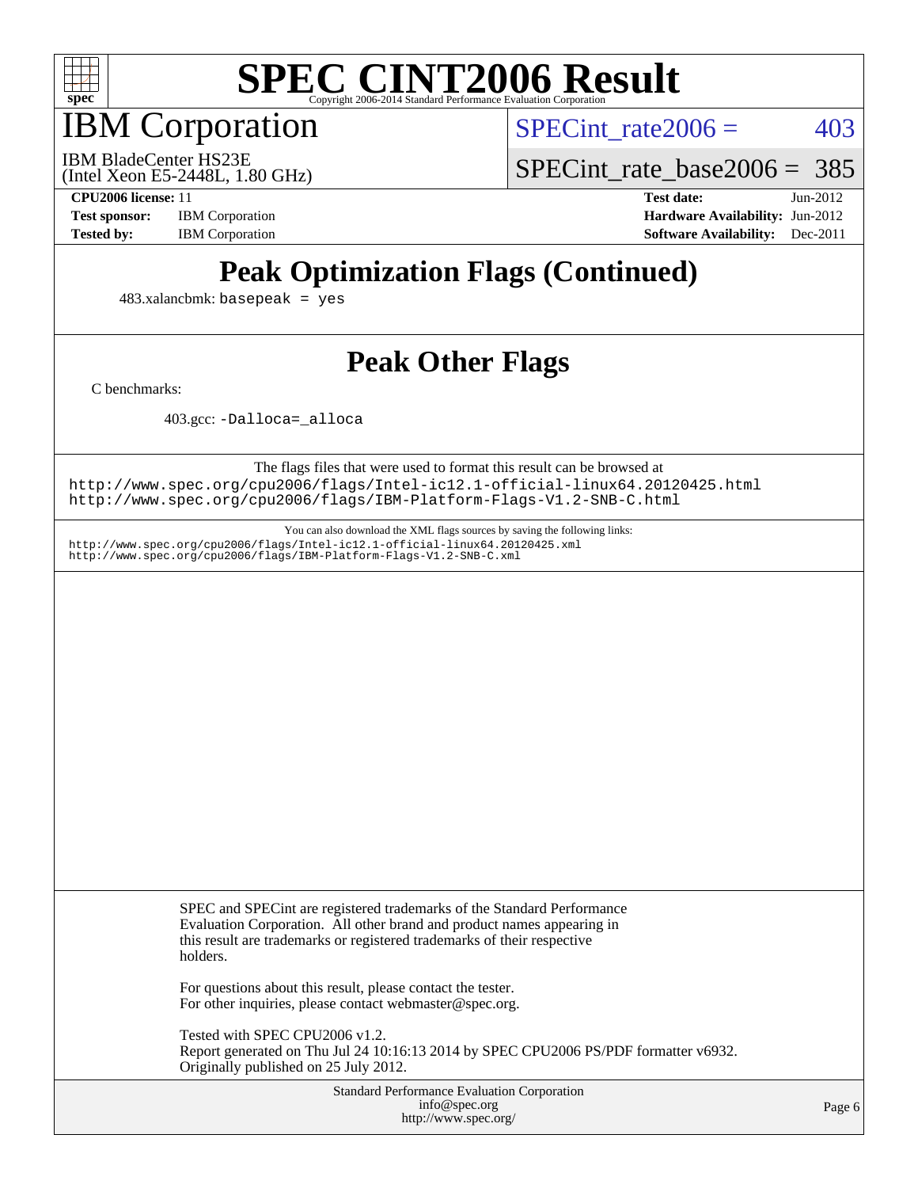# Peak Optimization Flags (Continued)

483.xalancbmk: basepeak = yes

# Peak Other Flags

C benchmarks:

403.gcc: -Dalloca=_alloca

The flags files that were used to format this result can be browsed at
http://www.spec.org/cpu2006/flags/Intel-ic12.1-official-linux64.20120425.html
http://www.spec.org/cpu2006/flags/IBM-Platform-Flags-V1.2-SNB-C.html

You can also download the XML flags sources by saving the following links:
http://www.spec.org/cpu2006/flags/Intel-ic12.1-official-linux64.20120425.xml
http://www.spec.org/cpu2006/flags/IBM-Platform-Flags-V1.2-SNB-C.xml

SPEC and SPECint are registered trademarks of the Standard Performance Evaluation Corporation. All other brand and product names appearing in this result are trademarks or registered trademarks of their respective holders.

For questions about this result, please contact the tester.
For other inquiries, please contact webmaster@spec.org.

Tested with SPEC CPU2006 v1.2.
Report generated on Thu Jul 24 10:16:13 2014 by SPEC CPU2006 PS/PDF formatter v6932.
Originally published on 25 July 2012.